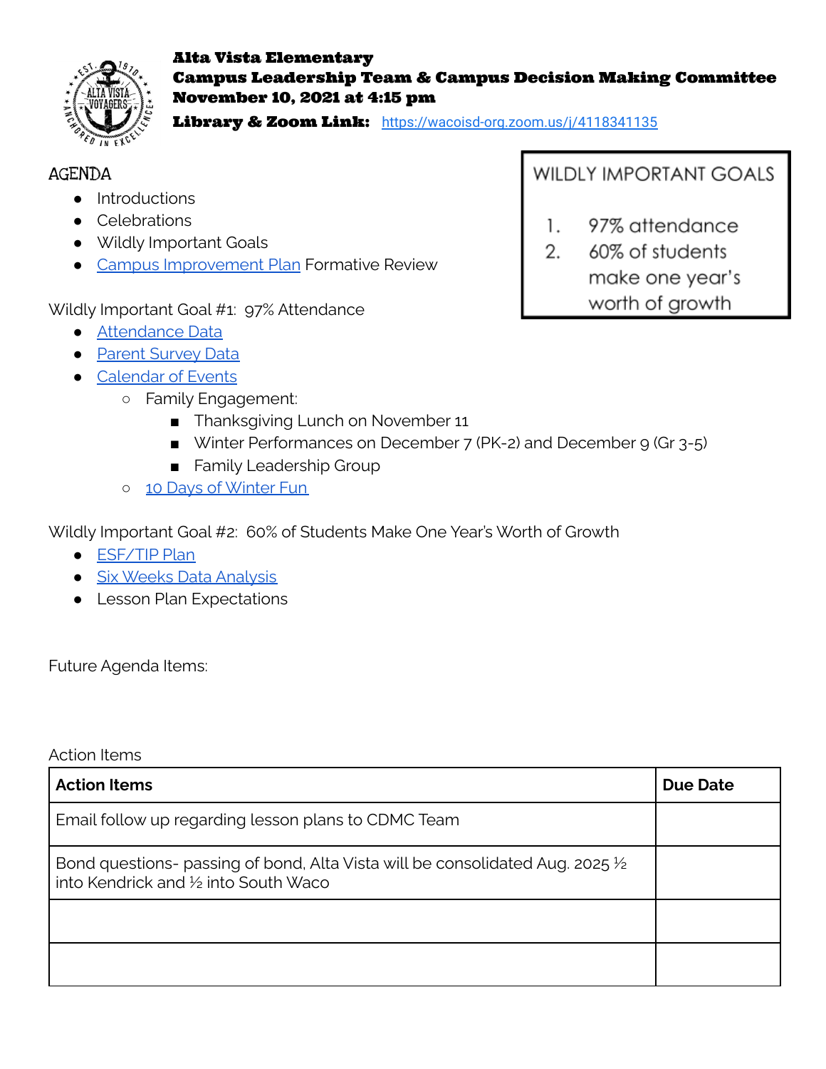**Alta Vista Elementary**
**Campus Leadership Team & Campus Decision Making Committee**
**November 10, 2021 at 4:15 pm**
**Library & Zoom Link:** https://wacoisd-org.zoom.us/j/4118341135

## AGENDA

- Introductions
- Celebrations
- Wildly Important Goals
- Campus Improvement Plan Formative Review

**WILDLY IMPORTANT GOALS**

1. 97% attendance
2. 60% of students make one year's worth of growth

Wildly Important Goal #1: 97% Attendance

- Attendance Data
- Parent Survey Data
- Calendar of Events
  - Family Engagement:
    - Thanksgiving Lunch on November 11
    - Winter Performances on December 7 (PK-2) and December 9 (Gr 3-5)
    - Family Leadership Group
  - 10 Days of Winter Fun

Wildly Important Goal #2: 60% of Students Make One Year's Worth of Growth

- ESF/TIP Plan
- Six Weeks Data Analysis
- Lesson Plan Expectations

Future Agenda Items:

Action Items

| Action Items | Due Date |
| --- | --- |
| Email follow up regarding lesson plans to CDMC Team | |
| Bond questions- passing of bond, Alta Vista will be consolidated Aug. 2025 ½ into Kendrick and ½ into South Waco | |
| | |
| | |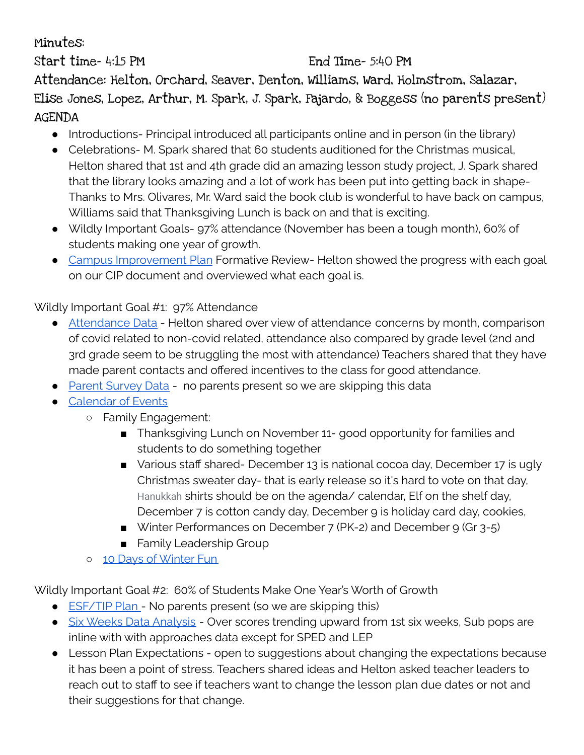Minutes:

Start time- 4:15 PM End Time- 5:40 PM

Attendance: Helton, Orchard, Seaver, Denton, Williams, Ward, Holmstrom, Salazar, Elise Jones, Lopez, Arthur, M. Spark, J. Spark, Fajardo, & Boggess (no parents present)

AGENDA

- Introductions- Principal introduced all participants online and in person (in the library)
- Celebrations- M. Spark shared that 60 students auditioned for the Christmas musical, Helton shared that 1st and 4th grade did an amazing lesson study project, J. Spark shared that the library looks amazing and a lot of work has been put into getting back in shape- Thanks to Mrs. Olivares, Mr. Ward said the book club is wonderful to have back on campus, Williams said that Thanksgiving Lunch is back on and that is exciting.
- Wildly Important Goals- 97% attendance (November has been a tough month), 60% of students making one year of growth.
- Campus Improvement Plan Formative Review- Helton showed the progress with each goal on our CIP document and overviewed what each goal is.

Wildly Important Goal #1: 97% Attendance

- Attendance Data - Helton shared over view of attendance concerns by month, comparison of covid related to non-covid related, attendance also compared by grade level (2nd and 3rd grade seem to be struggling the most with attendance) Teachers shared that they have made parent contacts and offered incentives to the class for good attendance.
- Parent Survey Data - no parents present so we are skipping this data
- Calendar of Events
    - Family Engagement:
        - Thanksgiving Lunch on November 11- good opportunity for families and students to do something together
        - Various staff shared- December 13 is national cocoa day, December 17 is ugly Christmas sweater day- that is early release so it's hard to vote on that day, Hanukkah shirts should be on the agenda/ calendar, Elf on the shelf day, December 7 is cotton candy day, December 9 is holiday card day, cookies,
        - Winter Performances on December 7 (PK-2) and December 9 (Gr 3-5)
        - Family Leadership Group
    - 10 Days of Winter Fun

Wildly Important Goal #2: 60% of Students Make One Year's Worth of Growth

- ESF/TIP Plan - No parents present (so we are skipping this)
- Six Weeks Data Analysis - Over scores trending upward from 1st six weeks, Sub pops are inline with with approaches data except for SPED and LEP
- Lesson Plan Expectations - open to suggestions about changing the expectations because it has been a point of stress. Teachers shared ideas and Helton asked teacher leaders to reach out to staff to see if teachers want to change the lesson plan due dates or not and their suggestions for that change.